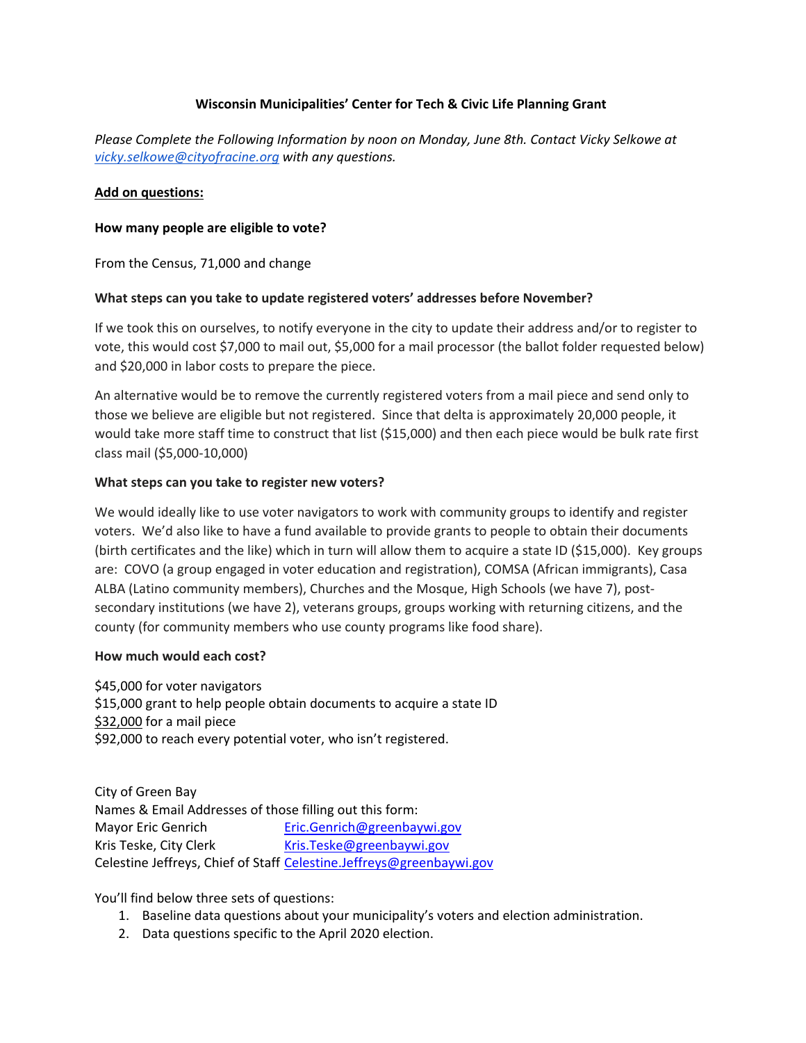**Wisconsin Municipalities' Center for Tech & Civic Life Planning Grant**

*Please Complete the Following Information by noon on Monday, June 8th. Contact Vicky Selkowe at vicky.selkowe@cityofracine.org with any questions.*

**Add on questions:**

**How many people are eligible to vote?**

From the Census, 71,000 and change

**What steps can you take to update registered voters' addresses before November?**

If we took this on ourselves, to notify everyone in the city to update their address and/or to register to vote, this would cost $7,000 to mail out, $5,000 for a mail processor (the ballot folder requested below) and $20,000 in labor costs to prepare the piece.

An alternative would be to remove the currently registered voters from a mail piece and send only to those we believe are eligible but not registered. Since that delta is approximately 20,000 people, it would take more staff time to construct that list ($15,000) and then each piece would be bulk rate first class mail ($5,000-10,000)

**What steps can you take to register new voters?**

We would ideally like to use voter navigators to work with community groups to identify and register voters. We'd also like to have a fund available to provide grants to people to obtain their documents (birth certificates and the like) which in turn will allow them to acquire a state ID ($15,000). Key groups are: COVO (a group engaged in voter education and registration), COMSA (African immigrants), Casa ALBA (Latino community members), Churches and the Mosque, High Schools (we have 7), post-secondary institutions (we have 2), veterans groups, groups working with returning citizens, and the county (for community members who use county programs like food share).

**How much would each cost?**

$45,000 for voter navigators
$15,000 grant to help people obtain documents to acquire a state ID
$32,000 for a mail piece
$92,000 to reach every potential voter, who isn't registered.

City of Green Bay
Names & Email Addresses of those filling out this form:
Mayor Eric Genrich Eric.Genrich@greenbaywi.gov
Kris Teske, City Clerk Kris.Teske@greenbaywi.gov
Celestine Jeffreys, Chief of Staff Celestine.Jeffreys@greenbaywi.gov

You'll find below three sets of questions:

1. Baseline data questions about your municipality's voters and election administration.
2. Data questions specific to the April 2020 election.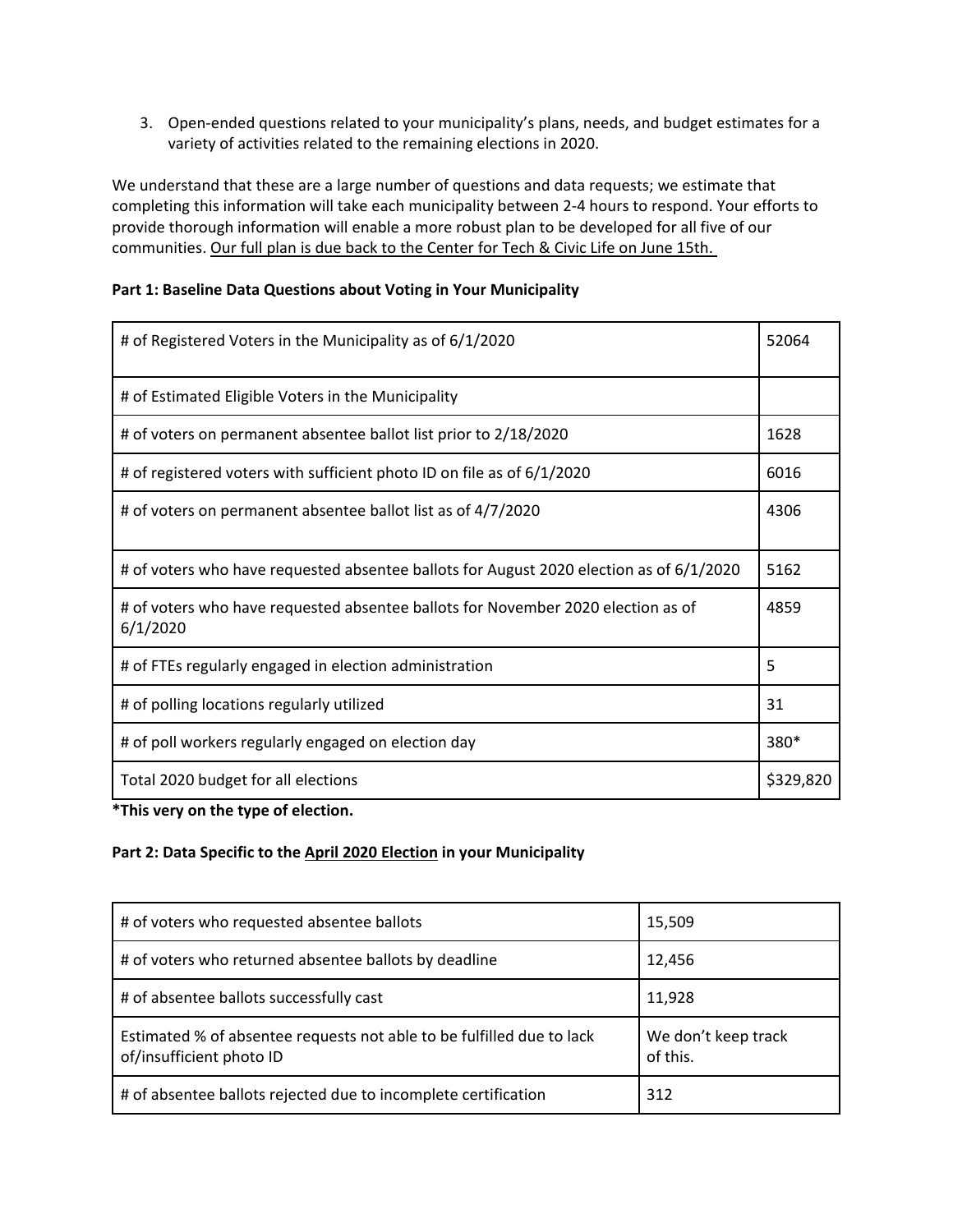3. Open-ended questions related to your municipality's plans, needs, and budget estimates for a variety of activities related to the remaining elections in 2020.

We understand that these are a large number of questions and data requests; we estimate that completing this information will take each municipality between 2-4 hours to respond. Your efforts to provide thorough information will enable a more robust plan to be developed for all five of our communities. Our full plan is due back to the Center for Tech & Civic Life on June 15th.

**Part 1: Baseline Data Questions about Voting in Your Municipality**

| | |
|---|---|
| # of Registered Voters in the Municipality as of 6/1/2020 | 52064 |
| # of Estimated Eligible Voters in the Municipality | |
| # of voters on permanent absentee ballot list prior to 2/18/2020 | 1628 |
| # of registered voters with sufficient photo ID on file as of 6/1/2020 | 6016 |
| # of voters on permanent absentee ballot list as of 4/7/2020 | 4306 |
| # of voters who have requested absentee ballots for August 2020 election as of 6/1/2020 | 5162 |
| # of voters who have requested absentee ballots for November 2020 election as of 6/1/2020 | 4859 |
| # of FTEs regularly engaged in election administration | 5 |
| # of polling locations regularly utilized | 31 |
| # of poll workers regularly engaged on election day | 380* |
| Total 2020 budget for all elections | $329,820 |

**\*This very on the type of election.**

**Part 2: Data Specific to the April 2020 Election in your Municipality**

| | |
|---|---|
| # of voters who requested absentee ballots | 15,509 |
| # of voters who returned absentee ballots by deadline | 12,456 |
| # of absentee ballots successfully cast | 11,928 |
| Estimated % of absentee requests not able to be fulfilled due to lack of/insufficient photo ID | We don't keep track of this. |
| # of absentee ballots rejected due to incomplete certification | 312 |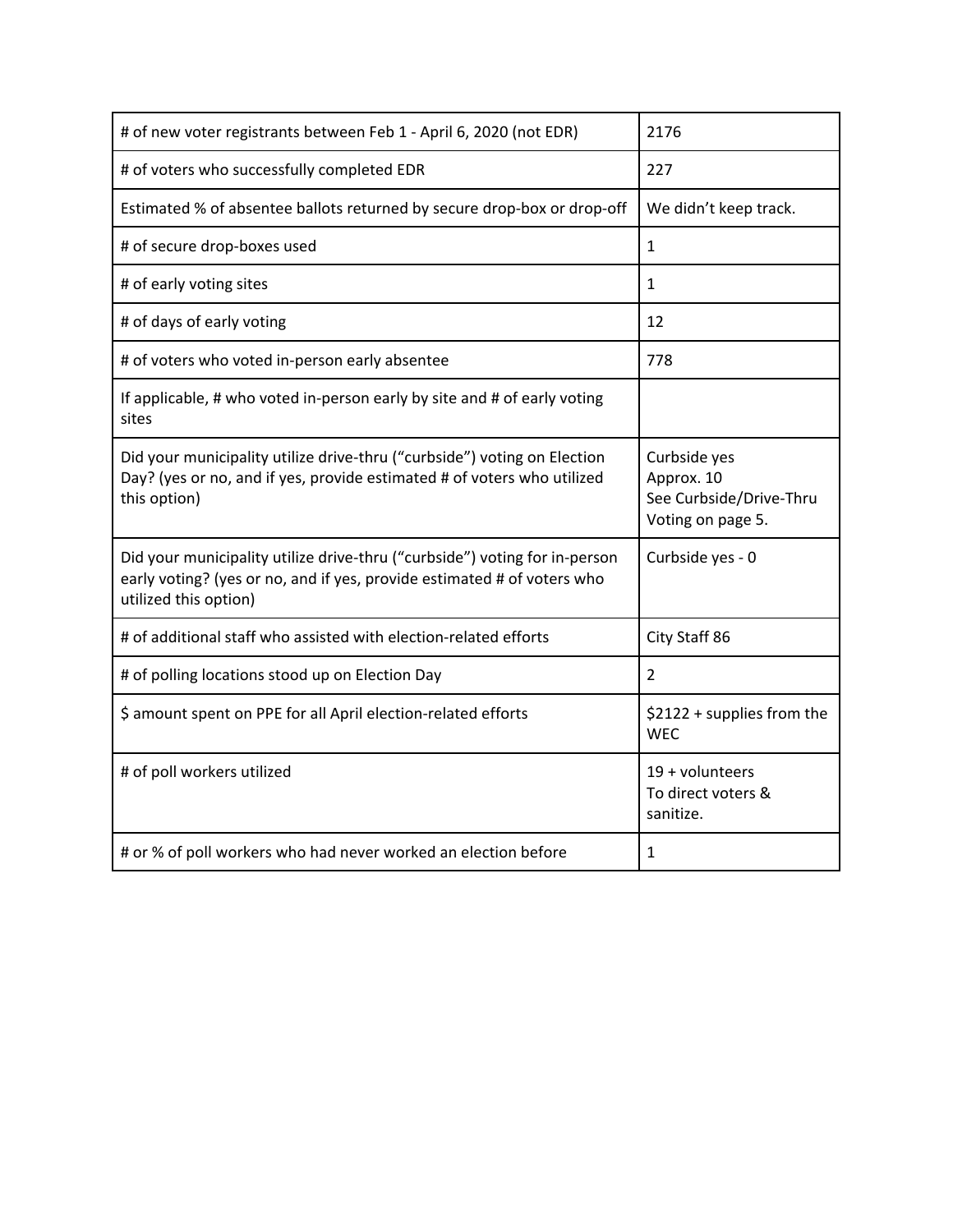| # of new voter registrants between Feb 1 - April 6, 2020 (not EDR) | 2176 |
|---|---|
| # of voters who successfully completed EDR | 227 |
| Estimated % of absentee ballots returned by secure drop-box or drop-off | We didn't keep track. |
| # of secure drop-boxes used | 1 |
| # of early voting sites | 1 |
| # of days of early voting | 12 |
| # of voters who voted in-person early absentee | 778 |
| If applicable, # who voted in-person early by site and # of early voting sites | |
| Did your municipality utilize drive-thru ("curbside") voting on Election Day? (yes or no, and if yes, provide estimated # of voters who utilized this option) | Curbside yes<br>Approx. 10<br>See Curbside/Drive-Thru Voting on page 5. |
| Did your municipality utilize drive-thru ("curbside") voting for in-person early voting? (yes or no, and if yes, provide estimated # of voters who utilized this option) | Curbside yes - 0 |
| # of additional staff who assisted with election-related efforts | City Staff 86 |
| # of polling locations stood up on Election Day | 2 |
| $ amount spent on PPE for all April election-related efforts | $2122 + supplies from the WEC |
| # of poll workers utilized | 19 + volunteers<br>To direct voters & sanitize. |
| # or % of poll workers who had never worked an election before | 1 |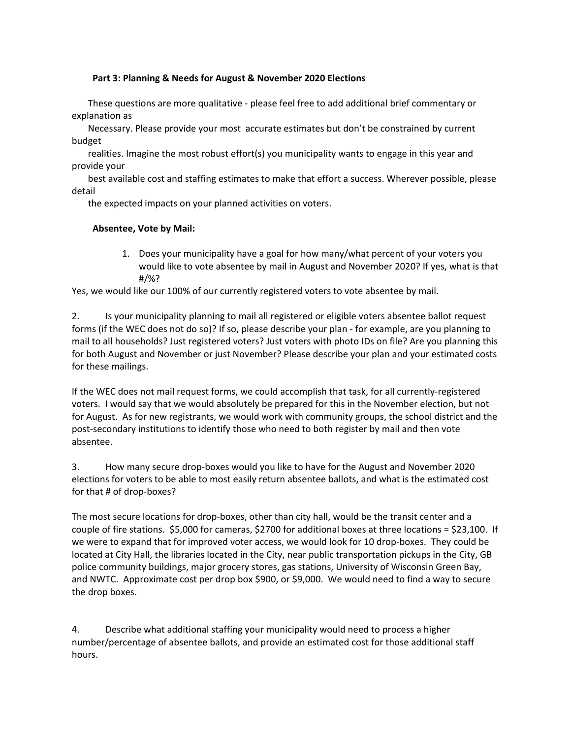**Part 3: Planning & Needs for August & November 2020 Elections**

These questions are more qualitative - please feel free to add additional brief commentary or explanation as Necessary. Please provide your most accurate estimates but don't be constrained by current budget realities. Imagine the most robust effort(s) you municipality wants to engage in this year and provide your best available cost and staffing estimates to make that effort a success. Wherever possible, please detail the expected impacts on your planned activities on voters.

**Absentee, Vote by Mail:**

1. Does your municipality have a goal for how many/what percent of your voters you would like to vote absentee by mail in August and November 2020? If yes, what is that #/%?

Yes, we would like our 100% of our currently registered voters to vote absentee by mail.

2. Is your municipality planning to mail all registered or eligible voters absentee ballot request forms (if the WEC does not do so)? If so, please describe your plan - for example, are you planning to mail to all households? Just registered voters? Just voters with photo IDs on file? Are you planning this for both August and November or just November? Please describe your plan and your estimated costs for these mailings.

If the WEC does not mail request forms, we could accomplish that task, for all currently-registered voters. I would say that we would absolutely be prepared for this in the November election, but not for August. As for new registrants, we would work with community groups, the school district and the post-secondary institutions to identify those who need to both register by mail and then vote absentee.

3. How many secure drop-boxes would you like to have for the August and November 2020 elections for voters to be able to most easily return absentee ballots, and what is the estimated cost for that # of drop-boxes?

The most secure locations for drop-boxes, other than city hall, would be the transit center and a couple of fire stations. $5,000 for cameras, $2700 for additional boxes at three locations = $23,100. If we were to expand that for improved voter access, we would look for 10 drop-boxes. They could be located at City Hall, the libraries located in the City, near public transportation pickups in the City, GB police community buildings, major grocery stores, gas stations, University of Wisconsin Green Bay, and NWTC. Approximate cost per drop box $900, or $9,000. We would need to find a way to secure the drop boxes.

4. Describe what additional staffing your municipality would need to process a higher number/percentage of absentee ballots, and provide an estimated cost for those additional staff hours.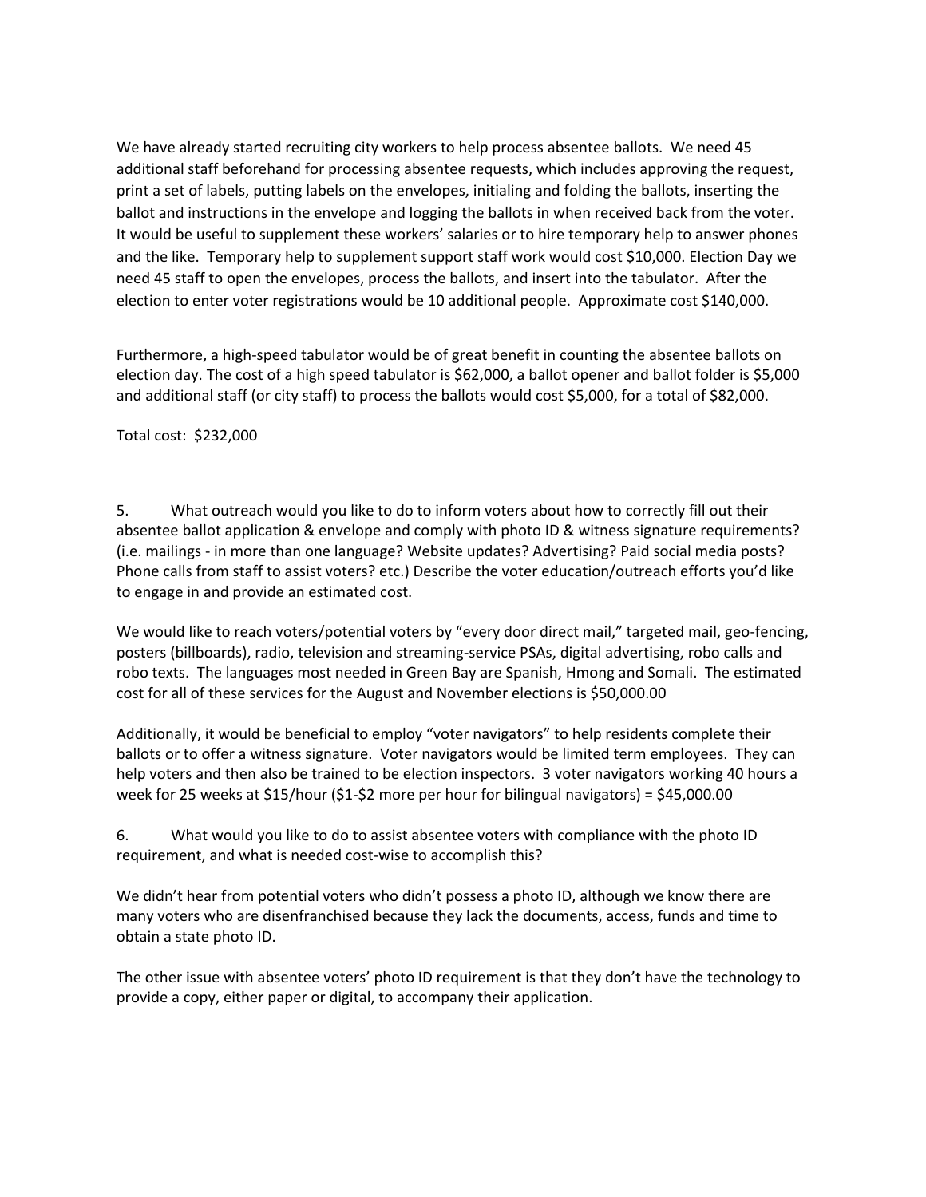We have already started recruiting city workers to help process absentee ballots. We need 45 additional staff beforehand for processing absentee requests, which includes approving the request, print a set of labels, putting labels on the envelopes, initialing and folding the ballots, inserting the ballot and instructions in the envelope and logging the ballots in when received back from the voter. It would be useful to supplement these workers' salaries or to hire temporary help to answer phones and the like. Temporary help to supplement support staff work would cost $10,000. Election Day we need 45 staff to open the envelopes, process the ballots, and insert into the tabulator. After the election to enter voter registrations would be 10 additional people. Approximate cost $140,000.

Furthermore, a high-speed tabulator would be of great benefit in counting the absentee ballots on election day. The cost of a high speed tabulator is $62,000, a ballot opener and ballot folder is $5,000 and additional staff (or city staff) to process the ballots would cost $5,000, for a total of $82,000.

Total cost: $232,000

5. What outreach would you like to do to inform voters about how to correctly fill out their absentee ballot application & envelope and comply with photo ID & witness signature requirements? (i.e. mailings - in more than one language? Website updates? Advertising? Paid social media posts? Phone calls from staff to assist voters? etc.) Describe the voter education/outreach efforts you'd like to engage in and provide an estimated cost.

We would like to reach voters/potential voters by "every door direct mail," targeted mail, geo-fencing, posters (billboards), radio, television and streaming-service PSAs, digital advertising, robo calls and robo texts. The languages most needed in Green Bay are Spanish, Hmong and Somali. The estimated cost for all of these services for the August and November elections is $50,000.00

Additionally, it would be beneficial to employ "voter navigators" to help residents complete their ballots or to offer a witness signature. Voter navigators would be limited term employees. They can help voters and then also be trained to be election inspectors. 3 voter navigators working 40 hours a week for 25 weeks at $15/hour ($1-$2 more per hour for bilingual navigators) = $45,000.00

6. What would you like to do to assist absentee voters with compliance with the photo ID requirement, and what is needed cost-wise to accomplish this?

We didn't hear from potential voters who didn't possess a photo ID, although we know there are many voters who are disenfranchised because they lack the documents, access, funds and time to obtain a state photo ID.

The other issue with absentee voters' photo ID requirement is that they don't have the technology to provide a copy, either paper or digital, to accompany their application.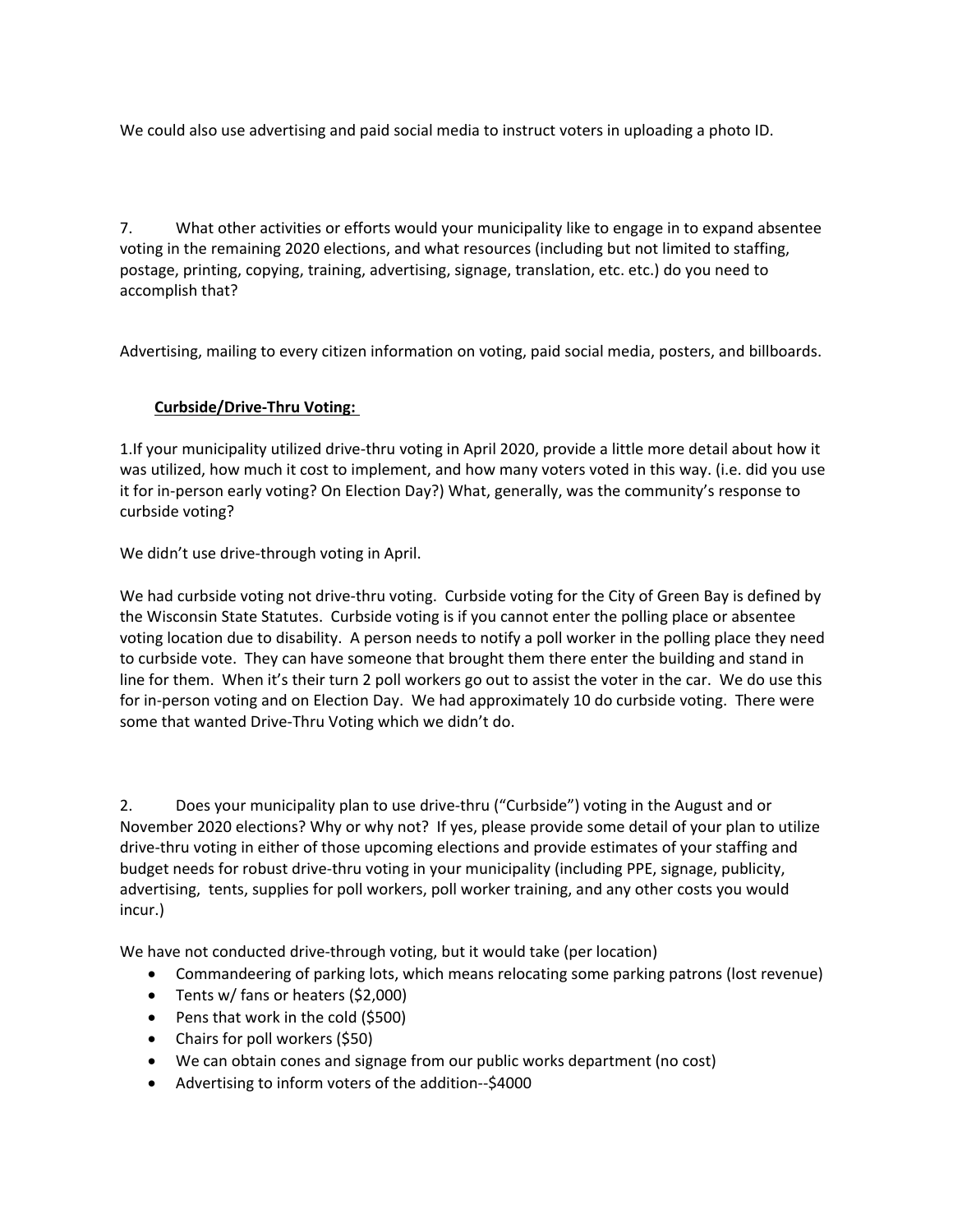We could also use advertising and paid social media to instruct voters in uploading a photo ID.

7. What other activities or efforts would your municipality like to engage in to expand absentee voting in the remaining 2020 elections, and what resources (including but not limited to staffing, postage, printing, copying, training, advertising, signage, translation, etc. etc.) do you need to accomplish that?

Advertising, mailing to every citizen information on voting, paid social media, posters, and billboards.

**Curbside/Drive-Thru Voting:**

1.If your municipality utilized drive-thru voting in April 2020, provide a little more detail about how it was utilized, how much it cost to implement, and how many voters voted in this way. (i.e. did you use it for in-person early voting? On Election Day?) What, generally, was the community's response to curbside voting?

We didn't use drive-through voting in April.

We had curbside voting not drive-thru voting. Curbside voting for the City of Green Bay is defined by the Wisconsin State Statutes. Curbside voting is if you cannot enter the polling place or absentee voting location due to disability. A person needs to notify a poll worker in the polling place they need to curbside vote. They can have someone that brought them there enter the building and stand in line for them. When it's their turn 2 poll workers go out to assist the voter in the car. We do use this for in-person voting and on Election Day. We had approximately 10 do curbside voting. There were some that wanted Drive-Thru Voting which we didn't do.

2. Does your municipality plan to use drive-thru ("Curbside") voting in the August and or November 2020 elections? Why or why not? If yes, please provide some detail of your plan to utilize drive-thru voting in either of those upcoming elections and provide estimates of your staffing and budget needs for robust drive-thru voting in your municipality (including PPE, signage, publicity, advertising, tents, supplies for poll workers, poll worker training, and any other costs you would incur.)

We have not conducted drive-through voting, but it would take (per location)

- Commandeering of parking lots, which means relocating some parking patrons (lost revenue)
- Tents w/ fans or heaters ($2,000)
- Pens that work in the cold ($500)
- Chairs for poll workers ($50)
- We can obtain cones and signage from our public works department (no cost)
- Advertising to inform voters of the addition--$4000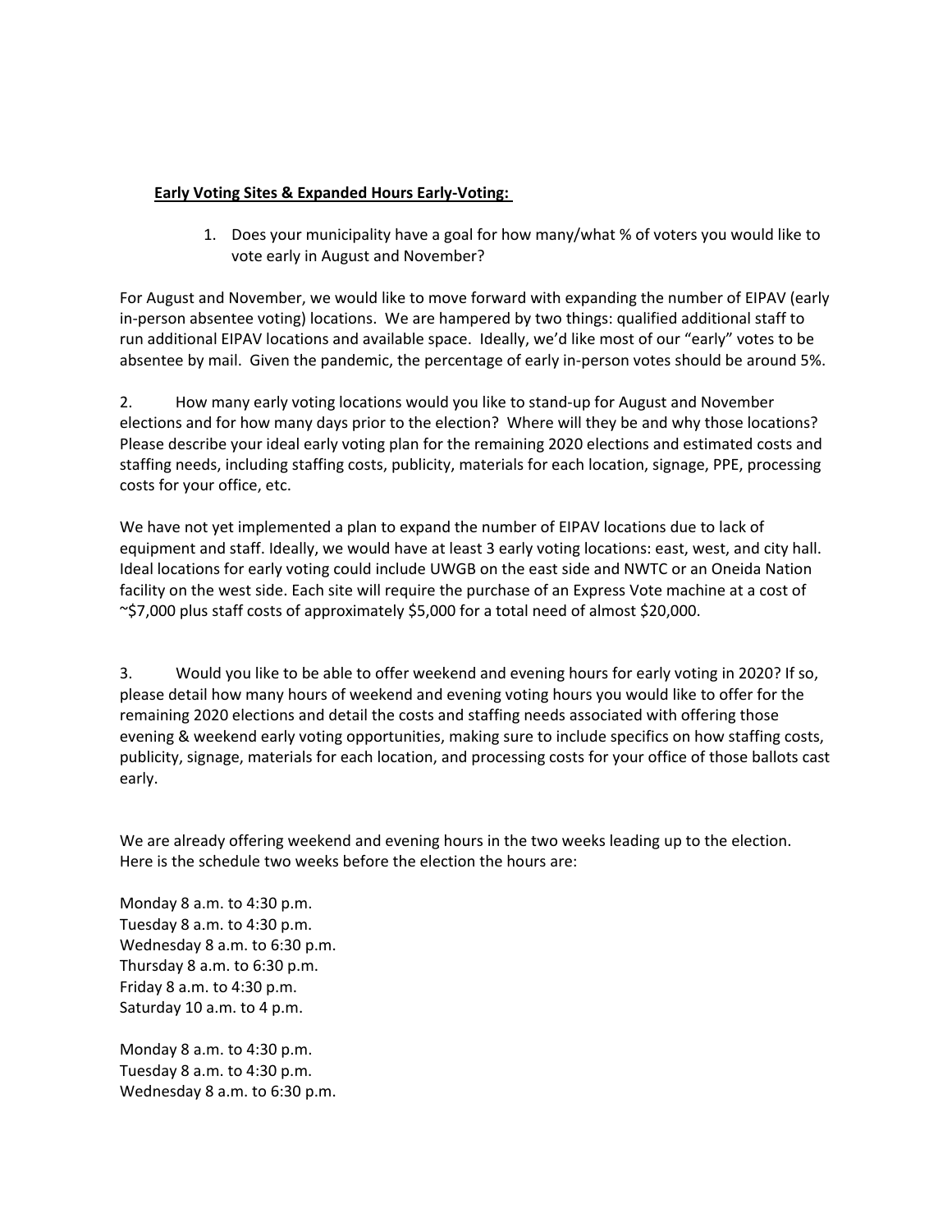**Early Voting Sites & Expanded Hours Early-Voting:**

1. Does your municipality have a goal for how many/what % of voters you would like to vote early in August and November?

For August and November, we would like to move forward with expanding the number of EIPAV (early in-person absentee voting) locations. We are hampered by two things: qualified additional staff to run additional EIPAV locations and available space. Ideally, we'd like most of our "early" votes to be absentee by mail. Given the pandemic, the percentage of early in-person votes should be around 5%.

2. How many early voting locations would you like to stand-up for August and November elections and for how many days prior to the election? Where will they be and why those locations? Please describe your ideal early voting plan for the remaining 2020 elections and estimated costs and staffing needs, including staffing costs, publicity, materials for each location, signage, PPE, processing costs for your office, etc.

We have not yet implemented a plan to expand the number of EIPAV locations due to lack of equipment and staff. Ideally, we would have at least 3 early voting locations: east, west, and city hall. Ideal locations for early voting could include UWGB on the east side and NWTC or an Oneida Nation facility on the west side. Each site will require the purchase of an Express Vote machine at a cost of ~$7,000 plus staff costs of approximately $5,000 for a total need of almost $20,000.

3. Would you like to be able to offer weekend and evening hours for early voting in 2020? If so, please detail how many hours of weekend and evening voting hours you would like to offer for the remaining 2020 elections and detail the costs and staffing needs associated with offering those evening & weekend early voting opportunities, making sure to include specifics on how staffing costs, publicity, signage, materials for each location, and processing costs for your office of those ballots cast early.

We are already offering weekend and evening hours in the two weeks leading up to the election. Here is the schedule two weeks before the election the hours are:

Monday 8 a.m. to 4:30 p.m.
Tuesday 8 a.m. to 4:30 p.m.
Wednesday 8 a.m. to 6:30 p.m.
Thursday 8 a.m. to 6:30 p.m.
Friday 8 a.m. to 4:30 p.m.
Saturday 10 a.m. to 4 p.m.

Monday 8 a.m. to 4:30 p.m.
Tuesday 8 a.m. to 4:30 p.m.
Wednesday 8 a.m. to 6:30 p.m.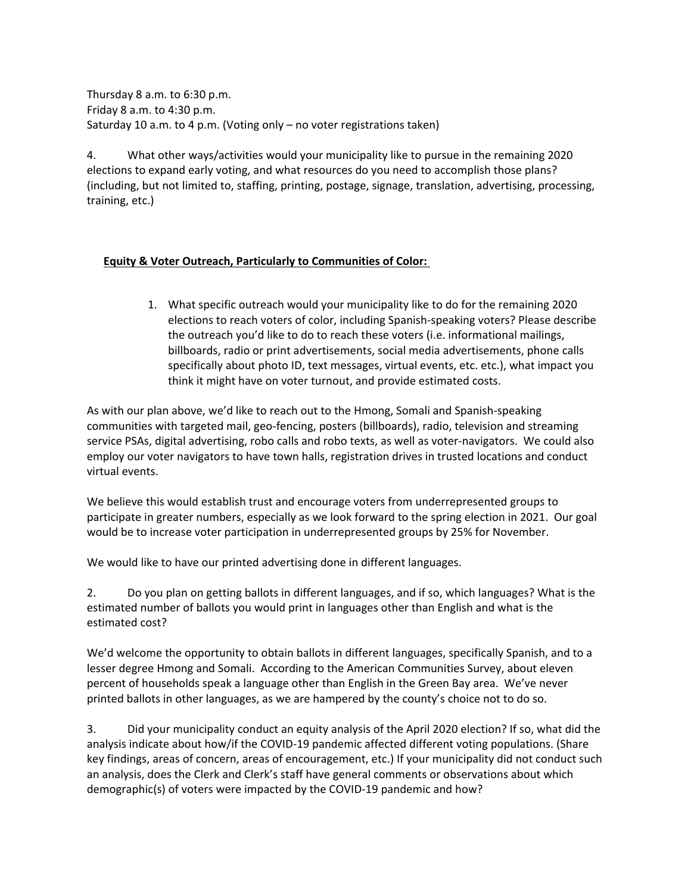Thursday 8 a.m. to 6:30 p.m.
Friday 8 a.m. to 4:30 p.m.
Saturday 10 a.m. to 4 p.m. (Voting only – no voter registrations taken)

4. What other ways/activities would your municipality like to pursue in the remaining 2020 elections to expand early voting, and what resources do you need to accomplish those plans? (including, but not limited to, staffing, printing, postage, signage, translation, advertising, processing, training, etc.)

**Equity & Voter Outreach, Particularly to Communities of Color:**

1. What specific outreach would your municipality like to do for the remaining 2020 elections to reach voters of color, including Spanish-speaking voters? Please describe the outreach you'd like to do to reach these voters (i.e. informational mailings, billboards, radio or print advertisements, social media advertisements, phone calls specifically about photo ID, text messages, virtual events, etc. etc.), what impact you think it might have on voter turnout, and provide estimated costs.

As with our plan above, we'd like to reach out to the Hmong, Somali and Spanish-speaking communities with targeted mail, geo-fencing, posters (billboards), radio, television and streaming service PSAs, digital advertising, robo calls and robo texts, as well as voter-navigators. We could also employ our voter navigators to have town halls, registration drives in trusted locations and conduct virtual events.

We believe this would establish trust and encourage voters from underrepresented groups to participate in greater numbers, especially as we look forward to the spring election in 2021. Our goal would be to increase voter participation in underrepresented groups by 25% for November.

We would like to have our printed advertising done in different languages.

2. Do you plan on getting ballots in different languages, and if so, which languages? What is the estimated number of ballots you would print in languages other than English and what is the estimated cost?

We'd welcome the opportunity to obtain ballots in different languages, specifically Spanish, and to a lesser degree Hmong and Somali. According to the American Communities Survey, about eleven percent of households speak a language other than English in the Green Bay area. We've never printed ballots in other languages, as we are hampered by the county's choice not to do so.

3. Did your municipality conduct an equity analysis of the April 2020 election? If so, what did the analysis indicate about how/if the COVID-19 pandemic affected different voting populations. (Share key findings, areas of concern, areas of encouragement, etc.) If your municipality did not conduct such an analysis, does the Clerk and Clerk's staff have general comments or observations about which demographic(s) of voters were impacted by the COVID-19 pandemic and how?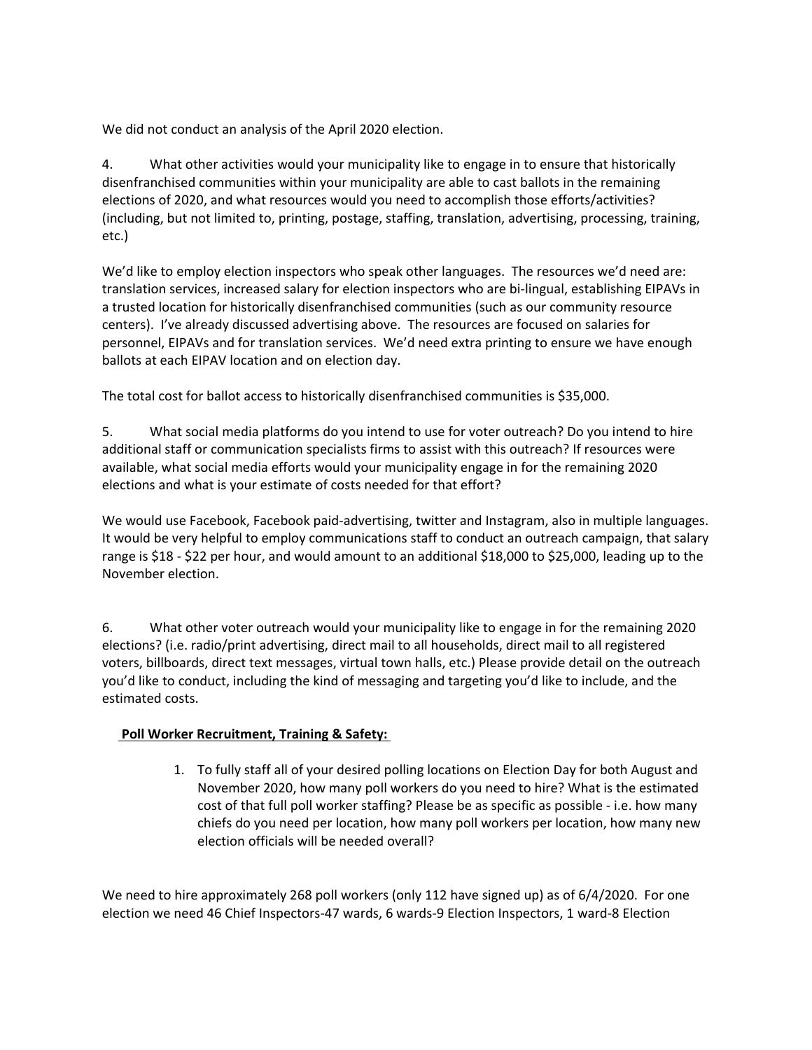We did not conduct an analysis of the April 2020 election.

4. What other activities would your municipality like to engage in to ensure that historically disenfranchised communities within your municipality are able to cast ballots in the remaining elections of 2020, and what resources would you need to accomplish those efforts/activities? (including, but not limited to, printing, postage, staffing, translation, advertising, processing, training, etc.)

We'd like to employ election inspectors who speak other languages. The resources we'd need are: translation services, increased salary for election inspectors who are bi-lingual, establishing EIPAVs in a trusted location for historically disenfranchised communities (such as our community resource centers). I've already discussed advertising above. The resources are focused on salaries for personnel, EIPAVs and for translation services. We'd need extra printing to ensure we have enough ballots at each EIPAV location and on election day.

The total cost for ballot access to historically disenfranchised communities is $35,000.

5. What social media platforms do you intend to use for voter outreach? Do you intend to hire additional staff or communication specialists firms to assist with this outreach? If resources were available, what social media efforts would your municipality engage in for the remaining 2020 elections and what is your estimate of costs needed for that effort?

We would use Facebook, Facebook paid-advertising, twitter and Instagram, also in multiple languages. It would be very helpful to employ communications staff to conduct an outreach campaign, that salary range is $18 - $22 per hour, and would amount to an additional $18,000 to $25,000, leading up to the November election.

6. What other voter outreach would your municipality like to engage in for the remaining 2020 elections? (i.e. radio/print advertising, direct mail to all households, direct mail to all registered voters, billboards, direct text messages, virtual town halls, etc.) Please provide detail on the outreach you'd like to conduct, including the kind of messaging and targeting you'd like to include, and the estimated costs.

**Poll Worker Recruitment, Training & Safety:**

1. To fully staff all of your desired polling locations on Election Day for both August and November 2020, how many poll workers do you need to hire? What is the estimated cost of that full poll worker staffing? Please be as specific as possible - i.e. how many chiefs do you need per location, how many poll workers per location, how many new election officials will be needed overall?

We need to hire approximately 268 poll workers (only 112 have signed up) as of 6/4/2020. For one election we need 46 Chief Inspectors-47 wards, 6 wards-9 Election Inspectors, 1 ward-8 Election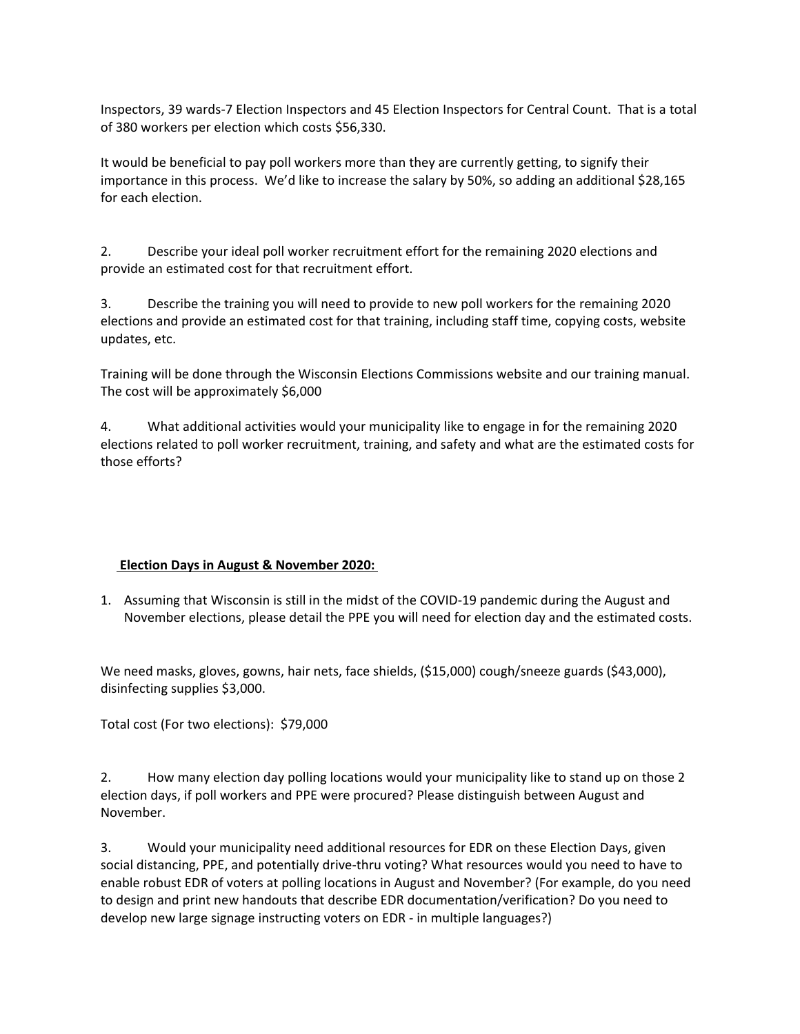Inspectors, 39 wards-7 Election Inspectors and 45 Election Inspectors for Central Count. That is a total of 380 workers per election which costs $56,330.

It would be beneficial to pay poll workers more than they are currently getting, to signify their importance in this process. We'd like to increase the salary by 50%, so adding an additional $28,165 for each election.

2. Describe your ideal poll worker recruitment effort for the remaining 2020 elections and provide an estimated cost for that recruitment effort.

3. Describe the training you will need to provide to new poll workers for the remaining 2020 elections and provide an estimated cost for that training, including staff time, copying costs, website updates, etc.

Training will be done through the Wisconsin Elections Commissions website and our training manual. The cost will be approximately $6,000

4. What additional activities would your municipality like to engage in for the remaining 2020 elections related to poll worker recruitment, training, and safety and what are the estimated costs for those efforts?

**Election Days in August & November 2020:**

1. Assuming that Wisconsin is still in the midst of the COVID-19 pandemic during the August and November elections, please detail the PPE you will need for election day and the estimated costs.

We need masks, gloves, gowns, hair nets, face shields, ($15,000) cough/sneeze guards ($43,000), disinfecting supplies $3,000.

Total cost (For two elections): $79,000

2. How many election day polling locations would your municipality like to stand up on those 2 election days, if poll workers and PPE were procured? Please distinguish between August and November.

3. Would your municipality need additional resources for EDR on these Election Days, given social distancing, PPE, and potentially drive-thru voting? What resources would you need to have to enable robust EDR of voters at polling locations in August and November? (For example, do you need to design and print new handouts that describe EDR documentation/verification? Do you need to develop new large signage instructing voters on EDR - in multiple languages?)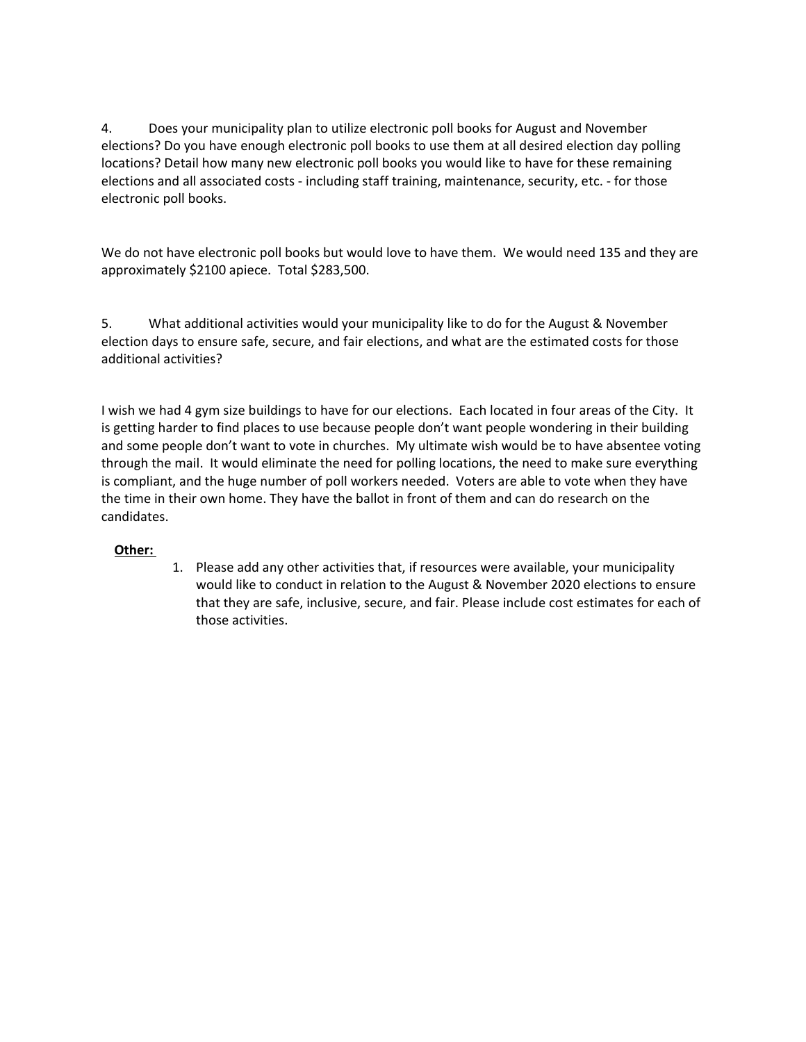4. Does your municipality plan to utilize electronic poll books for August and November elections? Do you have enough electronic poll books to use them at all desired election day polling locations? Detail how many new electronic poll books you would like to have for these remaining elections and all associated costs - including staff training, maintenance, security, etc. - for those electronic poll books.

We do not have electronic poll books but would love to have them. We would need 135 and they are approximately $2100 apiece. Total $283,500.

5. What additional activities would your municipality like to do for the August & November election days to ensure safe, secure, and fair elections, and what are the estimated costs for those additional activities?

I wish we had 4 gym size buildings to have for our elections. Each located in four areas of the City. It is getting harder to find places to use because people don't want people wondering in their building and some people don't want to vote in churches. My ultimate wish would be to have absentee voting through the mail. It would eliminate the need for polling locations, the need to make sure everything is compliant, and the huge number of poll workers needed. Voters are able to vote when they have the time in their own home. They have the ballot in front of them and can do research on the candidates.

**Other:**

1. Please add any other activities that, if resources were available, your municipality would like to conduct in relation to the August & November 2020 elections to ensure that they are safe, inclusive, secure, and fair. Please include cost estimates for each of those activities.